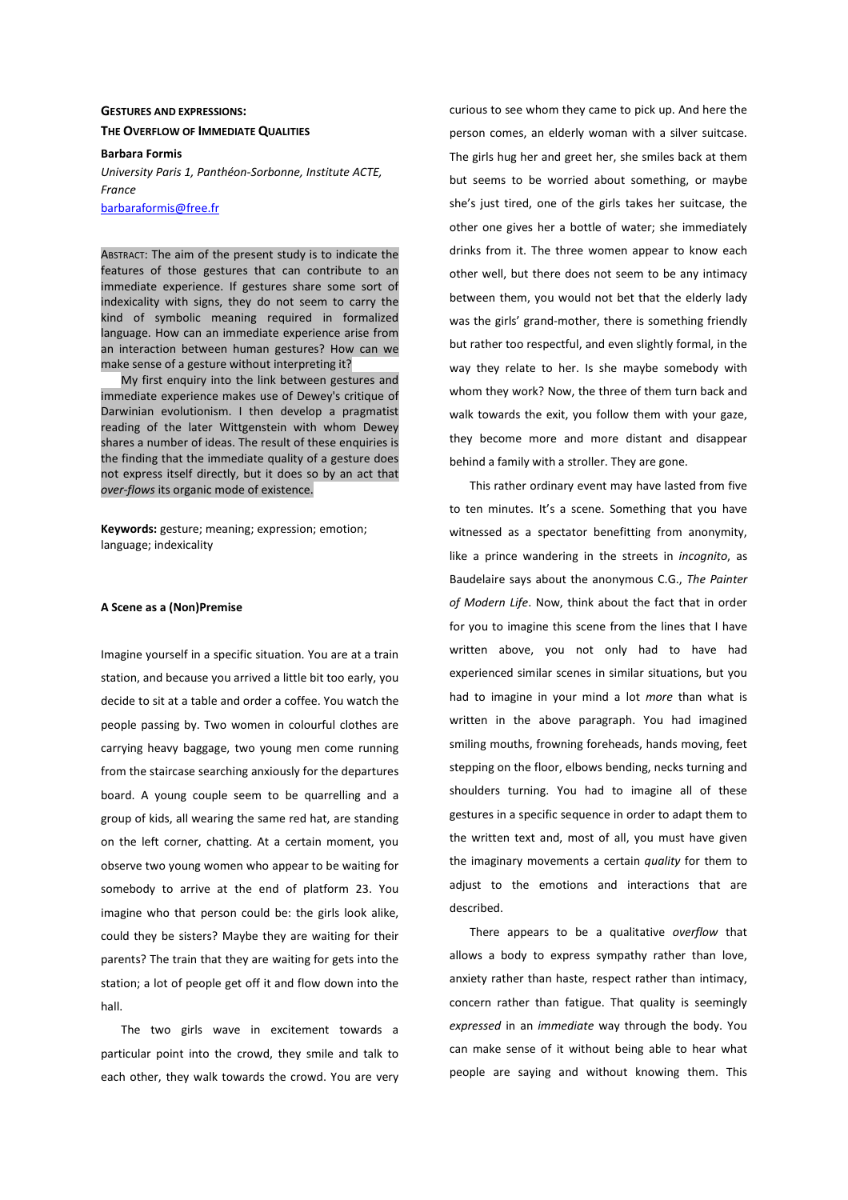# Gestures and Expressions: The Overflow of Immediate Qualities

**Barbara Formis**

*University Paris 1, Panthéon-Sorbonne, Institute ACTE, France*

barbaraformis@free.fr

Abstract: The aim of the present study is to indicate the features of those gestures that can contribute to an immediate experience. If gestures share some sort of indexicality with signs, they do not seem to carry the kind of symbolic meaning required in formalized language. How can an immediate experience arise from an interaction between human gestures? How can we make sense of a gesture without interpreting it?

My first enquiry into the link between gestures and immediate experience makes use of Dewey's critique of Darwinian evolutionism. I then develop a pragmatist reading of the later Wittgenstein with whom Dewey shares a number of ideas. The result of these enquiries is the finding that the immediate quality of a gesture does not express itself directly, but it does so by an act that *over-flows* its organic mode of existence.

**Keywords:** gesture; meaning; expression; emotion; language; indexicality

## A Scene as a (Non)Premise

Imagine yourself in a specific situation. You are at a train station, and because you arrived a little bit too early, you decide to sit at a table and order a coffee. You watch the people passing by. Two women in colourful clothes are carrying heavy baggage, two young men come running from the staircase searching anxiously for the departures board. A young couple seem to be quarrelling and a group of kids, all wearing the same red hat, are standing on the left corner, chatting. At a certain moment, you observe two young women who appear to be waiting for somebody to arrive at the end of platform 23. You imagine who that person could be: the girls look alike, could they be sisters? Maybe they are waiting for their parents? The train that they are waiting for gets into the station; a lot of people get off it and flow down into the hall.

The two girls wave in excitement towards a particular point into the crowd, they smile and talk to each other, they walk towards the crowd. You are very curious to see whom they came to pick up. And here the person comes, an elderly woman with a silver suitcase. The girls hug her and greet her, she smiles back at them but seems to be worried about something, or maybe she's just tired, one of the girls takes her suitcase, the other one gives her a bottle of water; she immediately drinks from it. The three women appear to know each other well, but there does not seem to be any intimacy between them, you would not bet that the elderly lady was the girls' grand-mother, there is something friendly but rather too respectful, and even slightly formal, in the way they relate to her. Is she maybe somebody with whom they work? Now, the three of them turn back and walk towards the exit, you follow them with your gaze, they become more and more distant and disappear behind a family with a stroller. They are gone.

This rather ordinary event may have lasted from five to ten minutes. It's a scene. Something that you have witnessed as a spectator benefitting from anonymity, like a prince wandering in the streets in *incognito*, as Baudelaire says about the anonymous C.G., *The Painter of Modern Life*. Now, think about the fact that in order for you to imagine this scene from the lines that I have written above, you not only had to have had experienced similar scenes in similar situations, but you had to imagine in your mind a lot *more* than what is written in the above paragraph. You had imagined smiling mouths, frowning foreheads, hands moving, feet stepping on the floor, elbows bending, necks turning and shoulders turning. You had to imagine all of these gestures in a specific sequence in order to adapt them to the written text and, most of all, you must have given the imaginary movements a certain *quality* for them to adjust to the emotions and interactions that are described.

There appears to be a qualitative *overflow* that allows a body to express sympathy rather than love, anxiety rather than haste, respect rather than intimacy, concern rather than fatigue. That quality is seemingly *expressed* in an *immediate* way through the body. You can make sense of it without being able to hear what people are saying and without knowing them. This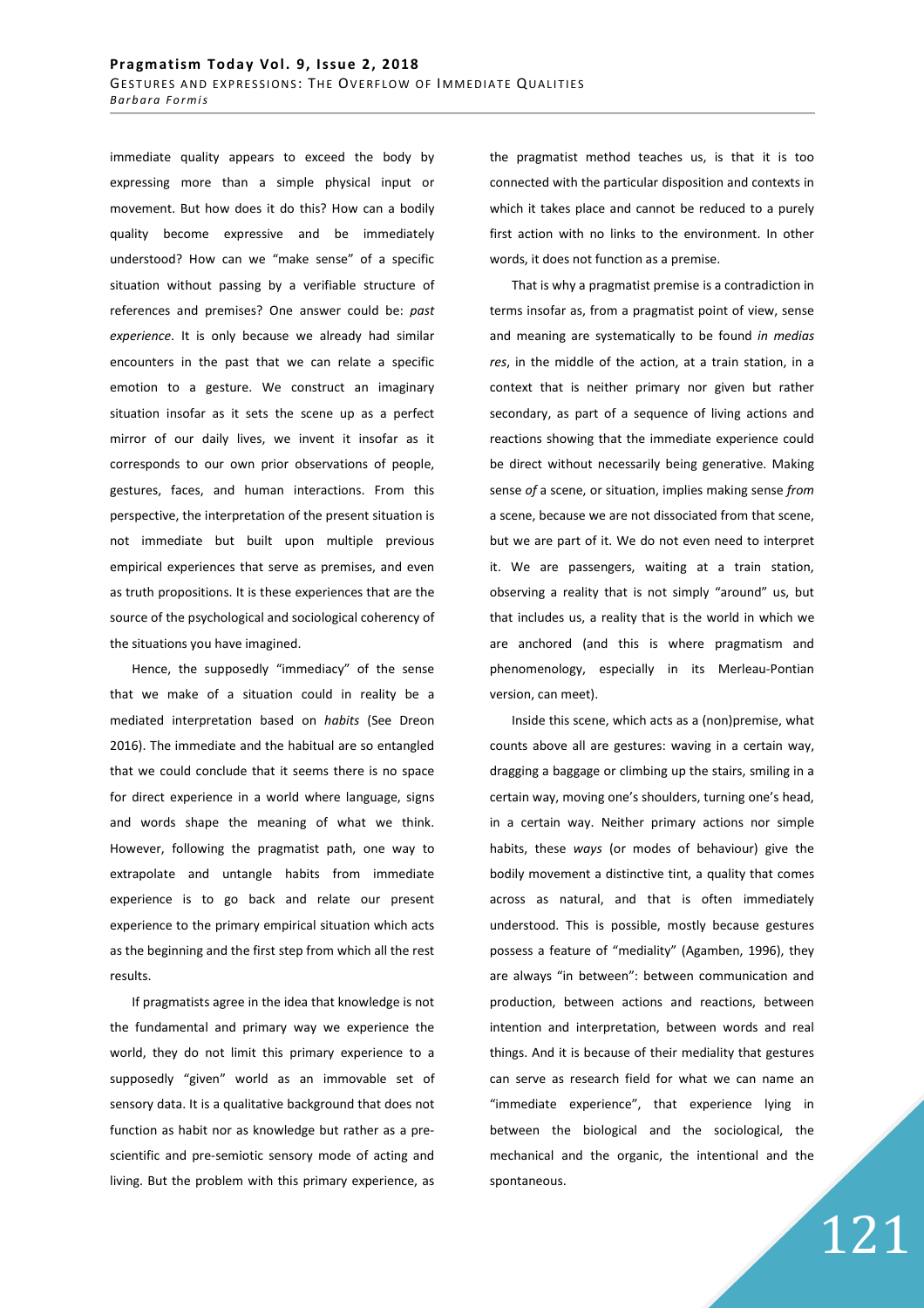immediate quality appears to exceed the body by expressing more than a simple physical input or movement. But how does it do this? How can a bodily quality become expressive and be immediately understood? How can we "make sense" of a specific situation without passing by a verifiable structure of references and premises? One answer could be: *past experience*. It is only because we already had similar encounters in the past that we can relate a specific emotion to a gesture. We construct an imaginary situation insofar as it sets the scene up as a perfect mirror of our daily lives, we invent it insofar as it corresponds to our own prior observations of people, gestures, faces, and human interactions. From this perspective, the interpretation of the present situation is not immediate but built upon multiple previous empirical experiences that serve as premises, and even as truth propositions. It is these experiences that are the source of the psychological and sociological coherency of the situations you have imagined.

Hence, the supposedly "immediacy" of the sense that we make of a situation could in reality be a mediated interpretation based on *habits* (See Dreon 2016). The immediate and the habitual are so entangled that we could conclude that it seems there is no space for direct experience in a world where language, signs and words shape the meaning of what we think. However, following the pragmatist path, one way to extrapolate and untangle habits from immediate experience is to go back and relate our present experience to the primary empirical situation which acts as the beginning and the first step from which all the rest results.

If pragmatists agree in the idea that knowledge is not the fundamental and primary way we experience the world, they do not limit this primary experience to a supposedly "given" world as an immovable set of sensory data. It is a qualitative background that does not function as habit nor as knowledge but rather as a pre-scientific and pre-semiotic sensory mode of acting and living. But the problem with this primary experience, as the pragmatist method teaches us, is that it is too connected with the particular disposition and contexts in which it takes place and cannot be reduced to a purely first action with no links to the environment. In other words, it does not function as a premise.

That is why a pragmatist premise is a contradiction in terms insofar as, from a pragmatist point of view, sense and meaning are systematically to be found *in medias res*, in the middle of the action, at a train station, in a context that is neither primary nor given but rather secondary, as part of a sequence of living actions and reactions showing that the immediate experience could be direct without necessarily being generative. Making sense *of* a scene, or situation, implies making sense *from* a scene, because we are not dissociated from that scene, but we are part of it. We do not even need to interpret it. We are passengers, waiting at a train station, observing a reality that is not simply "around" us, but that includes us, a reality that is the world in which we are anchored (and this is where pragmatism and phenomenology, especially in its Merleau-Pontian version, can meet).

Inside this scene, which acts as a (non)premise, what counts above all are gestures: waving in a certain way, dragging a baggage or climbing up the stairs, smiling in a certain way, moving one's shoulders, turning one's head, in a certain way. Neither primary actions nor simple habits, these *ways* (or modes of behaviour) give the bodily movement a distinctive tint, a quality that comes across as natural, and that is often immediately understood. This is possible, mostly because gestures possess a feature of "mediality" (Agamben, 1996), they are always "in between": between communication and production, between actions and reactions, between intention and interpretation, between words and real things. And it is because of their mediality that gestures can serve as research field for what we can name an "immediate experience", that experience lying in between the biological and the sociological, the mechanical and the organic, the intentional and the spontaneous.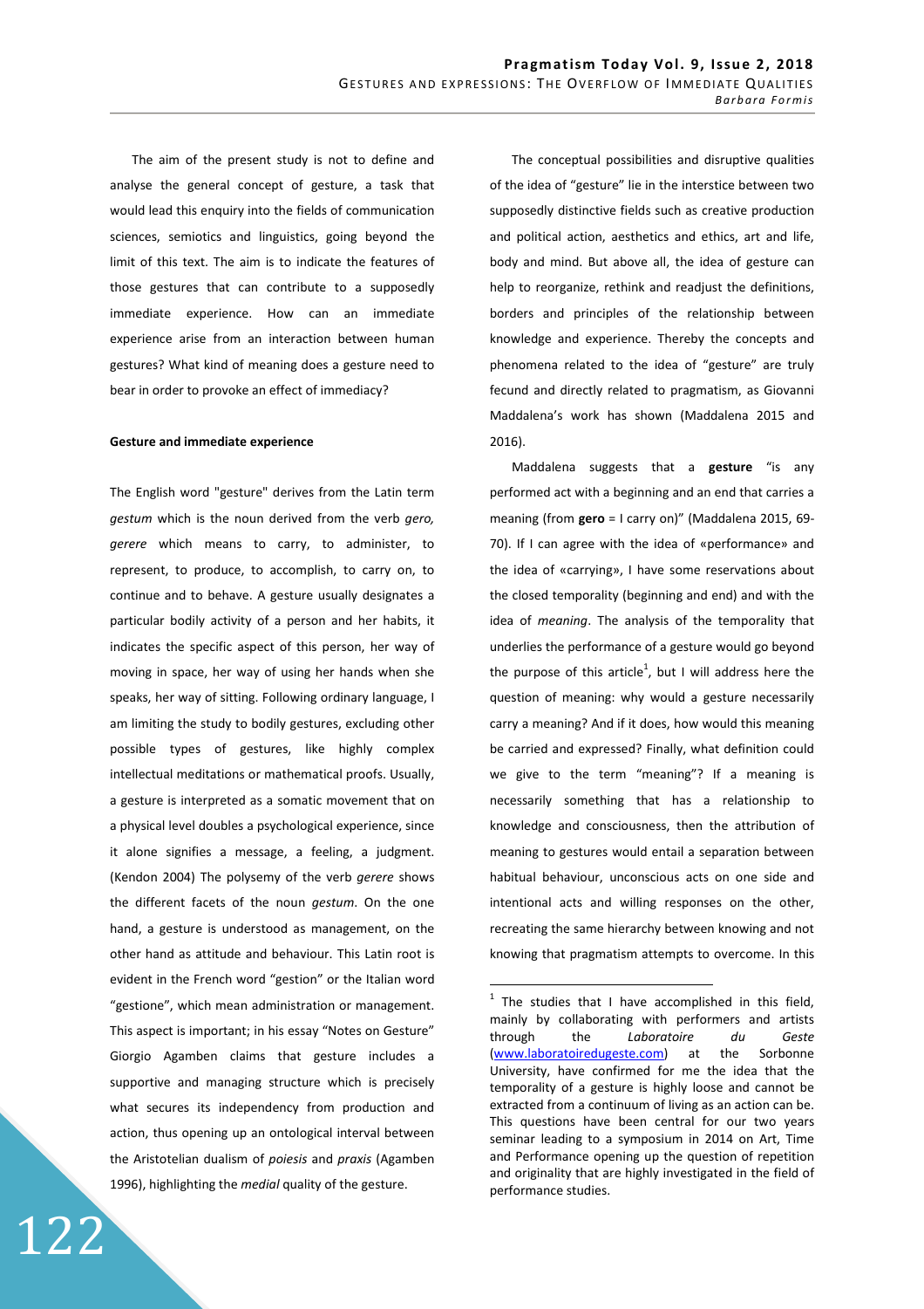The aim of the present study is not to define and analyse the general concept of gesture, a task that would lead this enquiry into the fields of communication sciences, semiotics and linguistics, going beyond the limit of this text. The aim is to indicate the features of those gestures that can contribute to a supposedly immediate experience. How can an immediate experience arise from an interaction between human gestures? What kind of meaning does a gesture need to bear in order to provoke an effect of immediacy?

**Gesture and immediate experience**

The English word "gesture" derives from the Latin term *gestum* which is the noun derived from the verb *gero, gerere* which means to carry, to administer, to represent, to produce, to accomplish, to carry on, to continue and to behave. A gesture usually designates a particular bodily activity of a person and her habits, it indicates the specific aspect of this person, her way of moving in space, her way of using her hands when she speaks, her way of sitting. Following ordinary language, I am limiting the study to bodily gestures, excluding other possible types of gestures, like highly complex intellectual meditations or mathematical proofs. Usually, a gesture is interpreted as a somatic movement that on a physical level doubles a psychological experience, since it alone signifies a message, a feeling, a judgment. (Kendon 2004) The polysemy of the verb *gerere* shows the different facets of the noun *gestum*. On the one hand, a gesture is understood as management, on the other hand as attitude and behaviour. This Latin root is evident in the French word "gestion" or the Italian word "gestione", which mean administration or management. This aspect is important; in his essay "Notes on Gesture" Giorgio Agamben claims that gesture includes a supportive and managing structure which is precisely what secures its independency from production and action, thus opening up an ontological interval between the Aristotelian dualism of *poiesis* and *praxis* (Agamben 1996), highlighting the *medial* quality of the gesture.

The conceptual possibilities and disruptive qualities of the idea of "gesture" lie in the interstice between two supposedly distinctive fields such as creative production and political action, aesthetics and ethics, art and life, body and mind. But above all, the idea of gesture can help to reorganize, rethink and readjust the definitions, borders and principles of the relationship between knowledge and experience. Thereby the concepts and phenomena related to the idea of "gesture" are truly fecund and directly related to pragmatism, as Giovanni Maddalena's work has shown (Maddalena 2015 and 2016).

Maddalena suggests that a **gesture** "is any performed act with a beginning and an end that carries a meaning (from **gero** = I carry on)" (Maddalena 2015, 69-70). If I can agree with the idea of «performance» and the idea of «carrying», I have some reservations about the closed temporality (beginning and end) and with the idea of *meaning*. The analysis of the temporality that underlies the performance of a gesture would go beyond the purpose of this article[1], but I will address here the question of meaning: why would a gesture necessarily carry a meaning? And if it does, how would this meaning be carried and expressed? Finally, what definition could we give to the term "meaning"? If a meaning is necessarily something that has a relationship to knowledge and consciousness, then the attribution of meaning to gestures would entail a separation between habitual behaviour, unconscious acts on one side and intentional acts and willing responses on the other, recreating the same hierarchy between knowing and not knowing that pragmatism attempts to overcome. In this

[1] The studies that I have accomplished in this field, mainly by collaborating with performers and artists through the *Laboratoire du Geste* (www.laboratoiredugeste.com) at the Sorbonne University, have confirmed for me the idea that the temporality of a gesture is highly loose and cannot be extracted from a continuum of living as an action can be. This questions have been central for our two years seminar leading to a symposium in 2014 on Art, Time and Performance opening up the question of repetition and originality that are highly investigated in the field of performance studies.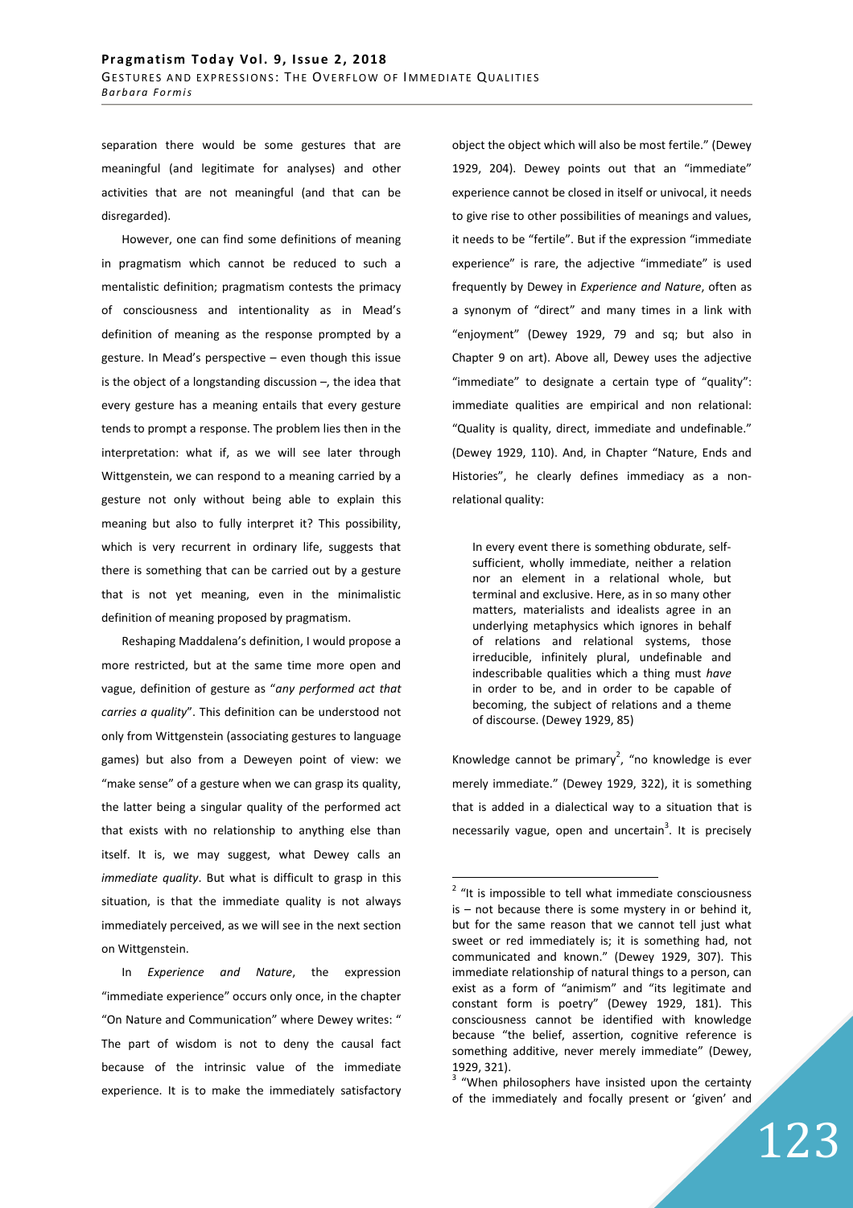separation there would be some gestures that are meaningful (and legitimate for analyses) and other activities that are not meaningful (and that can be disregarded).

However, one can find some definitions of meaning in pragmatism which cannot be reduced to such a mentalistic definition; pragmatism contests the primacy of consciousness and intentionality as in Mead's definition of meaning as the response prompted by a gesture. In Mead's perspective – even though this issue is the object of a longstanding discussion –, the idea that every gesture has a meaning entails that every gesture tends to prompt a response. The problem lies then in the interpretation: what if, as we will see later through Wittgenstein, we can respond to a meaning carried by a gesture not only without being able to explain this meaning but also to fully interpret it? This possibility, which is very recurrent in ordinary life, suggests that there is something that can be carried out by a gesture that is not yet meaning, even in the minimalistic definition of meaning proposed by pragmatism.

Reshaping Maddalena's definition, I would propose a more restricted, but at the same time more open and vague, definition of gesture as "*any performed act that carries a quality*". This definition can be understood not only from Wittgenstein (associating gestures to language games) but also from a Deweyen point of view: we "make sense" of a gesture when we can grasp its quality, the latter being a singular quality of the performed act that exists with no relationship to anything else than itself. It is, we may suggest, what Dewey calls an *immediate quality*. But what is difficult to grasp in this situation, is that the immediate quality is not always immediately perceived, as we will see in the next section on Wittgenstein.

In *Experience and Nature*, the expression "immediate experience" occurs only once, in the chapter "On Nature and Communication" where Dewey writes: " The part of wisdom is not to deny the causal fact because of the intrinsic value of the immediate experience. It is to make the immediately satisfactory object the object which will also be most fertile." (Dewey 1929, 204). Dewey points out that an "immediate" experience cannot be closed in itself or univocal, it needs to give rise to other possibilities of meanings and values, it needs to be "fertile". But if the expression "immediate experience" is rare, the adjective "immediate" is used frequently by Dewey in *Experience and Nature*, often as a synonym of "direct" and many times in a link with "enjoyment" (Dewey 1929, 79 and sq; but also in Chapter 9 on art). Above all, Dewey uses the adjective "immediate" to designate a certain type of "quality": immediate qualities are empirical and non relational: "Quality is quality, direct, immediate and undefinable." (Dewey 1929, 110). And, in Chapter "Nature, Ends and Histories", he clearly defines immediacy as a non-relational quality:

> In every event there is something obdurate, self-sufficient, wholly immediate, neither a relation nor an element in a relational whole, but terminal and exclusive. Here, as in so many other matters, materialists and idealists agree in an underlying metaphysics which ignores in behalf of relations and relational systems, those irreducible, infinitely plural, undefinable and indescribable qualities which a thing must *have* in order to be, and in order to be capable of becoming, the subject of relations and a theme of discourse. (Dewey 1929, 85)

Knowledge cannot be primary[2], "no knowledge is ever merely immediate." (Dewey 1929, 322), it is something that is added in a dialectical way to a situation that is necessarily vague, open and uncertain[3]. It is precisely

---

[2] "It is impossible to tell what immediate consciousness is – not because there is some mystery in or behind it, but for the same reason that we cannot tell just what sweet or red immediately is; it is something had, not communicated and known." (Dewey 1929, 307). This immediate relationship of natural things to a person, can exist as a form of "animism" and "its legitimate and constant form is poetry" (Dewey 1929, 181). This consciousness cannot be identified with knowledge because "the belief, assertion, cognitive reference is something additive, never merely immediate" (Dewey, 1929, 321).

[3] "When philosophers have insisted upon the certainty of the immediately and focally present or 'given' and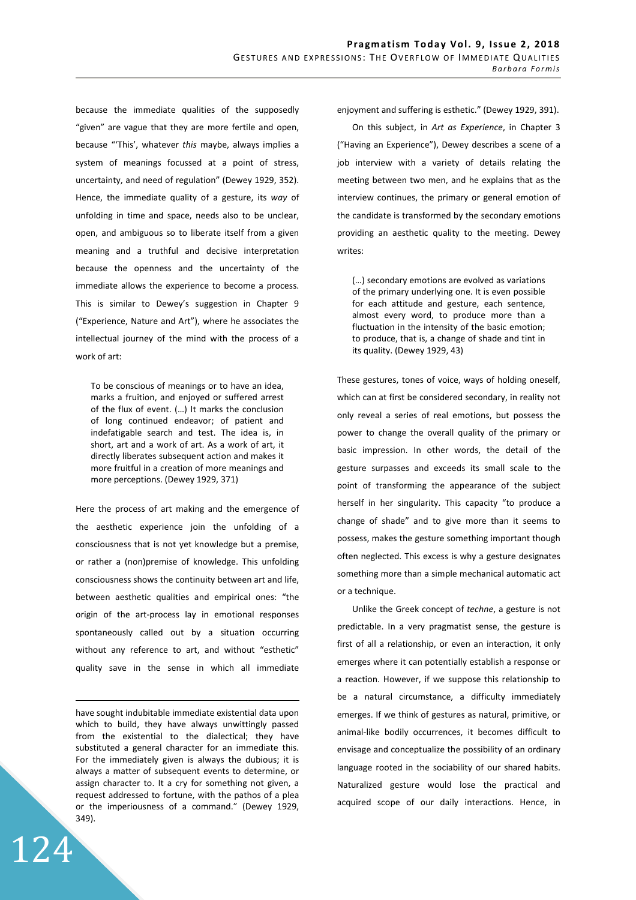because the immediate qualities of the supposedly "given" are vague that they are more fertile and open, because "'This', whatever *this* maybe, always implies a system of meanings focussed at a point of stress, uncertainty, and need of regulation" (Dewey 1929, 352). Hence, the immediate quality of a gesture, its *way* of unfolding in time and space, needs also to be unclear, open, and ambiguous so to liberate itself from a given meaning and a truthful and decisive interpretation because the openness and the uncertainty of the immediate allows the experience to become a process. This is similar to Dewey's suggestion in Chapter 9 ("Experience, Nature and Art"), where he associates the intellectual journey of the mind with the process of a work of art:

> To be conscious of meanings or to have an idea, marks a fruition, and enjoyed or suffered arrest of the flux of event. (…) It marks the conclusion of long continued endeavor; of patient and indefatigable search and test. The idea is, in short, art and a work of art. As a work of art, it directly liberates subsequent action and makes it more fruitful in a creation of more meanings and more perceptions. (Dewey 1929, 371)

Here the process of art making and the emergence of the aesthetic experience join the unfolding of a consciousness that is not yet knowledge but a premise, or rather a (non)premise of knowledge. This unfolding consciousness shows the continuity between art and life, between aesthetic qualities and empirical ones: "the origin of the art-process lay in emotional responses spontaneously called out by a situation occurring without any reference to art, and without "esthetic" quality save in the sense in which all immediate enjoyment and suffering is esthetic." (Dewey 1929, 391).

On this subject, in *Art as Experience*, in Chapter 3 ("Having an Experience"), Dewey describes a scene of a job interview with a variety of details relating the meeting between two men, and he explains that as the interview continues, the primary or general emotion of the candidate is transformed by the secondary emotions providing an aesthetic quality to the meeting. Dewey writes:

> (…) secondary emotions are evolved as variations of the primary underlying one. It is even possible for each attitude and gesture, each sentence, almost every word, to produce more than a fluctuation in the intensity of the basic emotion; to produce, that is, a change of shade and tint in its quality. (Dewey 1929, 43)

These gestures, tones of voice, ways of holding oneself, which can at first be considered secondary, in reality not only reveal a series of real emotions, but possess the power to change the overall quality of the primary or basic impression. In other words, the detail of the gesture surpasses and exceeds its small scale to the point of transforming the appearance of the subject herself in her singularity. This capacity "to produce a change of shade" and to give more than it seems to possess, makes the gesture something important though often neglected. This excess is why a gesture designates something more than a simple mechanical automatic act or a technique.

Unlike the Greek concept of *techne*, a gesture is not predictable. In a very pragmatist sense, the gesture is first of all a relationship, or even an interaction, it only emerges where it can potentially establish a response or a reaction. However, if we suppose this relationship to be a natural circumstance, a difficulty immediately emerges. If we think of gestures as natural, primitive, or animal-like bodily occurrences, it becomes difficult to envisage and conceptualize the possibility of an ordinary language rooted in the sociability of our shared habits. Naturalized gesture would lose the practical and acquired scope of our daily interactions. Hence, in

---

have sought indubitable immediate existential data upon which to build, they have always unwittingly passed from the existential to the dialectical; they have substituted a general character for an immediate this. For the immediately given is always the dubious; it is always a matter of subsequent events to determine, or assign character to. It a cry for something not given, a request addressed to fortune, with the pathos of a plea or the imperiousness of a command." (Dewey 1929, 349).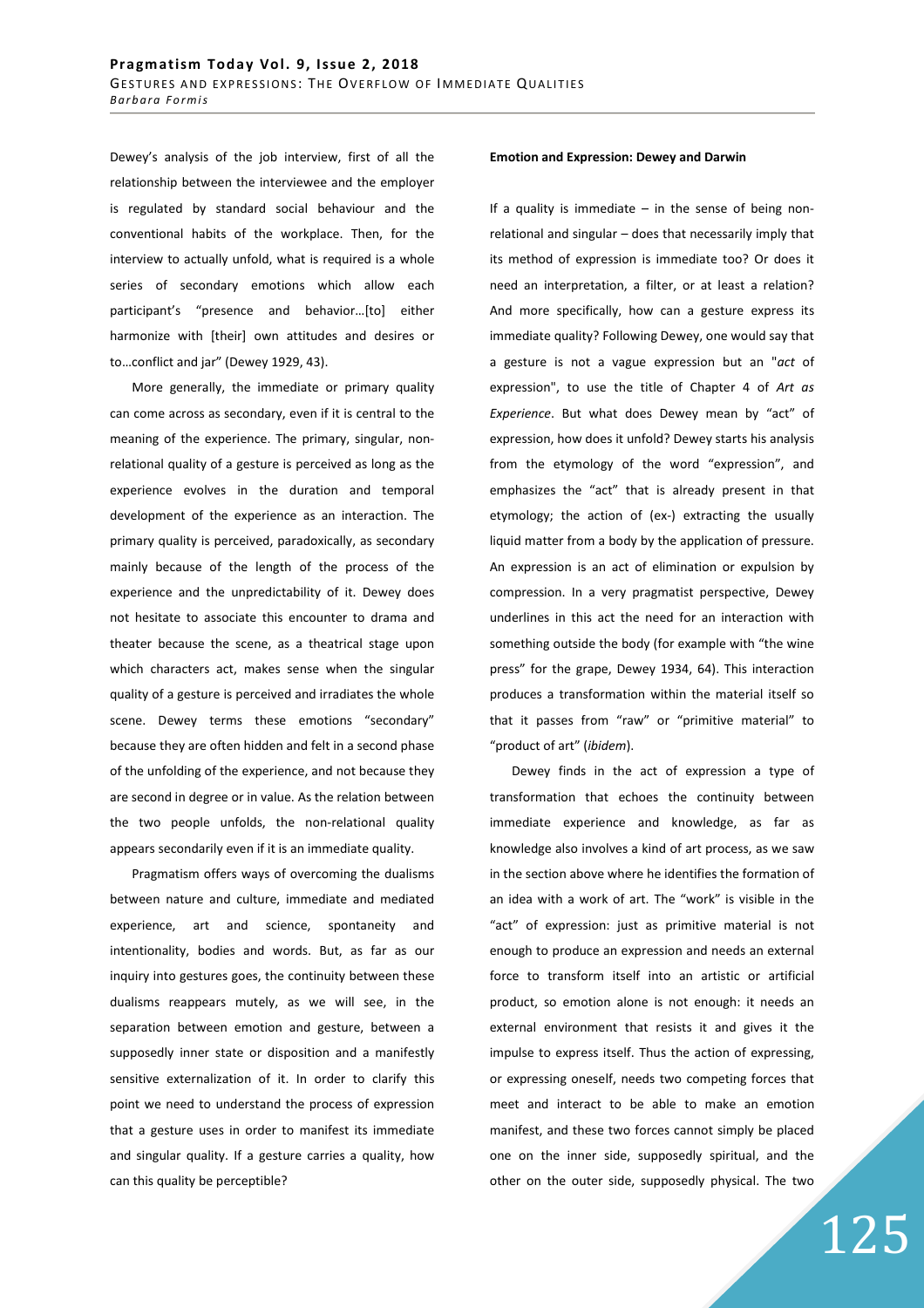Dewey's analysis of the job interview, first of all the relationship between the interviewee and the employer is regulated by standard social behaviour and the conventional habits of the workplace. Then, for the interview to actually unfold, what is required is a whole series of secondary emotions which allow each participant's "presence and behavior…[to] either harmonize with [their] own attitudes and desires or to…conflict and jar" (Dewey 1929, 43).

More generally, the immediate or primary quality can come across as secondary, even if it is central to the meaning of the experience. The primary, singular, non-relational quality of a gesture is perceived as long as the experience evolves in the duration and temporal development of the experience as an interaction. The primary quality is perceived, paradoxically, as secondary mainly because of the length of the process of the experience and the unpredictability of it. Dewey does not hesitate to associate this encounter to drama and theater because the scene, as a theatrical stage upon which characters act, makes sense when the singular quality of a gesture is perceived and irradiates the whole scene. Dewey terms these emotions "secondary" because they are often hidden and felt in a second phase of the unfolding of the experience, and not because they are second in degree or in value. As the relation between the two people unfolds, the non-relational quality appears secondarily even if it is an immediate quality.

Pragmatism offers ways of overcoming the dualisms between nature and culture, immediate and mediated experience, art and science, spontaneity and intentionality, bodies and words. But, as far as our inquiry into gestures goes, the continuity between these dualisms reappears mutely, as we will see, in the separation between emotion and gesture, between a supposedly inner state or disposition and a manifestly sensitive externalization of it. In order to clarify this point we need to understand the process of expression that a gesture uses in order to manifest its immediate and singular quality. If a gesture carries a quality, how can this quality be perceptible?

**Emotion and Expression: Dewey and Darwin**

If a quality is immediate – in the sense of being non-relational and singular – does that necessarily imply that its method of expression is immediate too? Or does it need an interpretation, a filter, or at least a relation? And more specifically, how can a gesture express its immediate quality? Following Dewey, one would say that a gesture is not a vague expression but an "*act* of expression", to use the title of Chapter 4 of *Art as Experience*. But what does Dewey mean by "act" of expression, how does it unfold? Dewey starts his analysis from the etymology of the word "expression", and emphasizes the "act" that is already present in that etymology; the action of (ex-) extracting the usually liquid matter from a body by the application of pressure. An expression is an act of elimination or expulsion by compression. In a very pragmatist perspective, Dewey underlines in this act the need for an interaction with something outside the body (for example with "the wine press" for the grape, Dewey 1934, 64). This interaction produces a transformation within the material itself so that it passes from "raw" or "primitive material" to "product of art" (*ibidem*).

Dewey finds in the act of expression a type of transformation that echoes the continuity between immediate experience and knowledge, as far as knowledge also involves a kind of art process, as we saw in the section above where he identifies the formation of an idea with a work of art. The "work" is visible in the "act" of expression: just as primitive material is not enough to produce an expression and needs an external force to transform itself into an artistic or artificial product, so emotion alone is not enough: it needs an external environment that resists it and gives it the impulse to express itself. Thus the action of expressing, or expressing oneself, needs two competing forces that meet and interact to be able to make an emotion manifest, and these two forces cannot simply be placed one on the inner side, supposedly spiritual, and the other on the outer side, supposedly physical. The two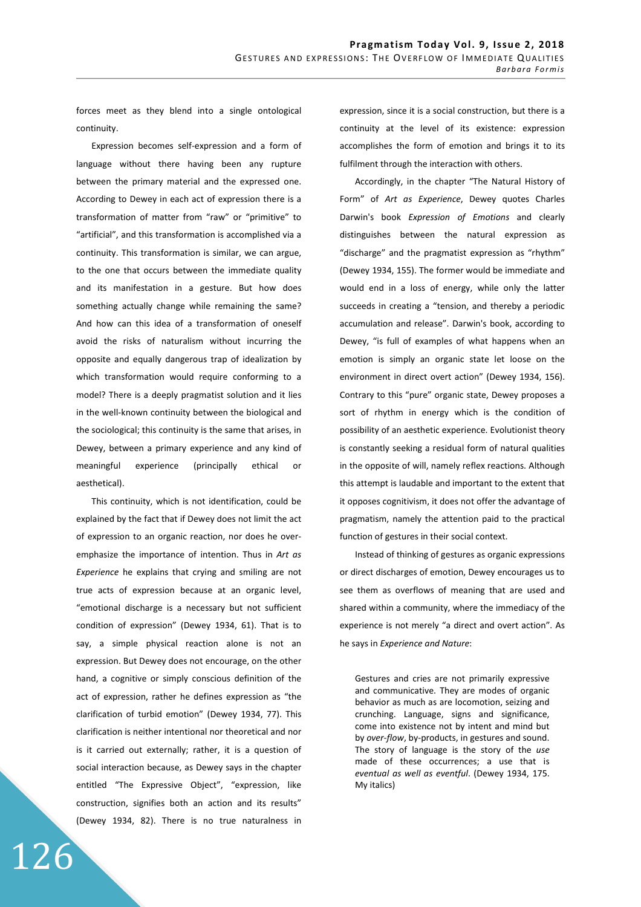forces meet as they blend into a single ontological continuity.

Expression becomes self-expression and a form of language without there having been any rupture between the primary material and the expressed one. According to Dewey in each act of expression there is a transformation of matter from "raw" or "primitive" to "artificial", and this transformation is accomplished via a continuity. This transformation is similar, we can argue, to the one that occurs between the immediate quality and its manifestation in a gesture. But how does something actually change while remaining the same? And how can this idea of a transformation of oneself avoid the risks of naturalism without incurring the opposite and equally dangerous trap of idealization by which transformation would require conforming to a model? There is a deeply pragmatist solution and it lies in the well-known continuity between the biological and the sociological; this continuity is the same that arises, in Dewey, between a primary experience and any kind of meaningful experience (principally ethical or aesthetical).

This continuity, which is not identification, could be explained by the fact that if Dewey does not limit the act of expression to an organic reaction, nor does he over-emphasize the importance of intention. Thus in *Art as Experience* he explains that crying and smiling are not true acts of expression because at an organic level, "emotional discharge is a necessary but not sufficient condition of expression" (Dewey 1934, 61). That is to say, a simple physical reaction alone is not an expression. But Dewey does not encourage, on the other hand, a cognitive or simply conscious definition of the act of expression, rather he defines expression as "the clarification of turbid emotion" (Dewey 1934, 77). This clarification is neither intentional nor theoretical and nor is it carried out externally; rather, it is a question of social interaction because, as Dewey says in the chapter entitled "The Expressive Object", "expression, like construction, signifies both an action and its results" (Dewey 1934, 82). There is no true naturalness in expression, since it is a social construction, but there is a continuity at the level of its existence: expression accomplishes the form of emotion and brings it to its fulfilment through the interaction with others.

Accordingly, in the chapter "The Natural History of Form" of *Art as Experience*, Dewey quotes Charles Darwin's book *Expression of Emotions* and clearly distinguishes between the natural expression as "discharge" and the pragmatist expression as "rhythm" (Dewey 1934, 155). The former would be immediate and would end in a loss of energy, while only the latter succeeds in creating a "tension, and thereby a periodic accumulation and release". Darwin's book, according to Dewey, "is full of examples of what happens when an emotion is simply an organic state let loose on the environment in direct overt action" (Dewey 1934, 156). Contrary to this "pure" organic state, Dewey proposes a sort of rhythm in energy which is the condition of possibility of an aesthetic experience. Evolutionist theory is constantly seeking a residual form of natural qualities in the opposite of will, namely reflex reactions. Although this attempt is laudable and important to the extent that it opposes cognitivism, it does not offer the advantage of pragmatism, namely the attention paid to the practical function of gestures in their social context.

Instead of thinking of gestures as organic expressions or direct discharges of emotion, Dewey encourages us to see them as overflows of meaning that are used and shared within a community, where the immediacy of the experience is not merely "a direct and overt action". As he says in *Experience and Nature*:

> Gestures and cries are not primarily expressive and communicative. They are modes of organic behavior as much as are locomotion, seizing and crunching. Language, signs and significance, come into existence not by intent and mind but by *over-flow*, by-products, in gestures and sound. The story of language is the story of the *use* made of these occurrences; a use that is *eventual as well as eventful*. (Dewey 1934, 175. My italics)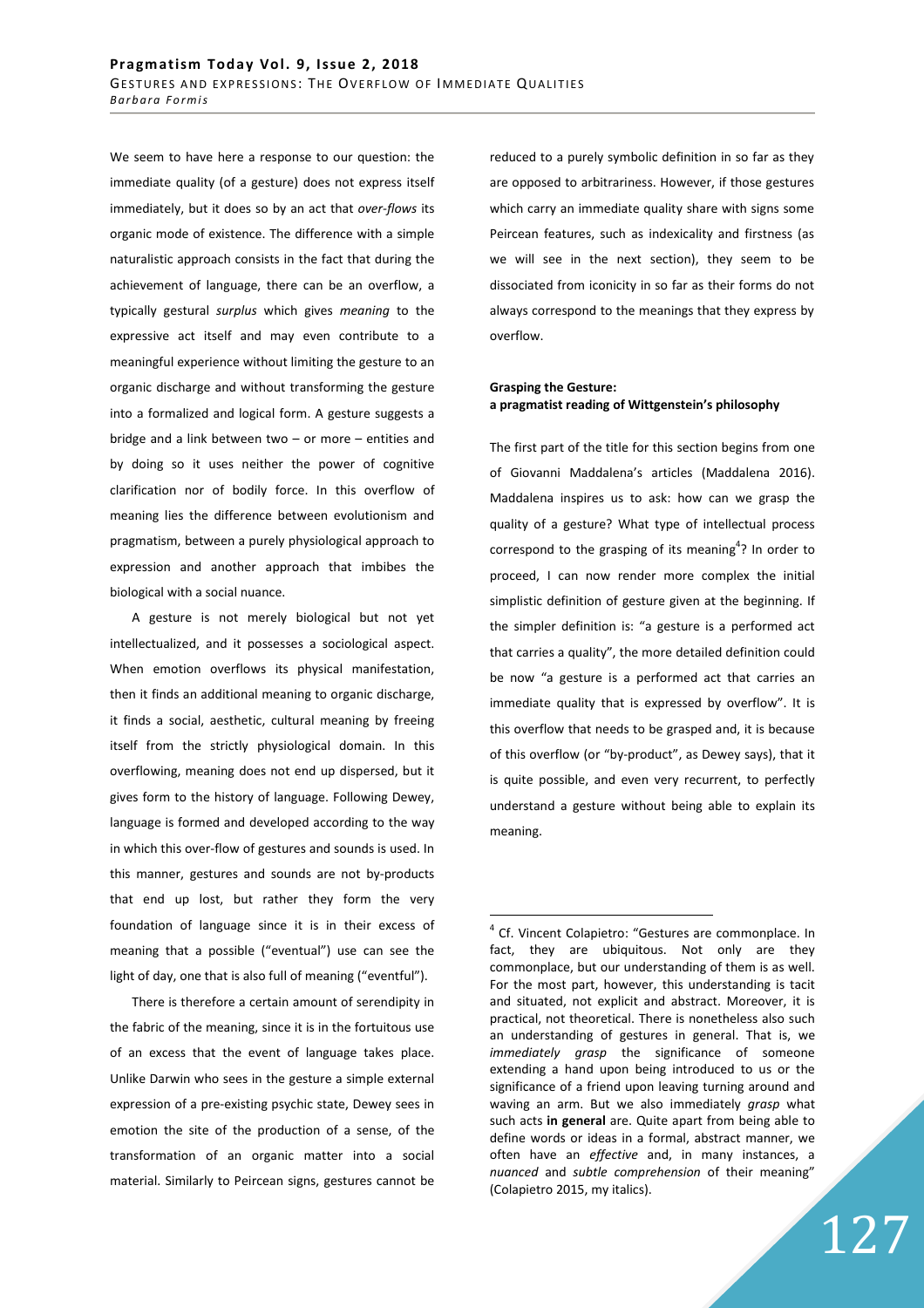We seem to have here a response to our question: the immediate quality (of a gesture) does not express itself immediately, but it does so by an act that *over-flows* its organic mode of existence. The difference with a simple naturalistic approach consists in the fact that during the achievement of language, there can be an overflow, a typically gestural *surplus* which gives *meaning* to the expressive act itself and may even contribute to a meaningful experience without limiting the gesture to an organic discharge and without transforming the gesture into a formalized and logical form. A gesture suggests a bridge and a link between two – or more – entities and by doing so it uses neither the power of cognitive clarification nor of bodily force. In this overflow of meaning lies the difference between evolutionism and pragmatism, between a purely physiological approach to expression and another approach that imbibes the biological with a social nuance.

A gesture is not merely biological but not yet intellectualized, and it possesses a sociological aspect. When emotion overflows its physical manifestation, then it finds an additional meaning to organic discharge, it finds a social, aesthetic, cultural meaning by freeing itself from the strictly physiological domain. In this overflowing, meaning does not end up dispersed, but it gives form to the history of language. Following Dewey, language is formed and developed according to the way in which this over-flow of gestures and sounds is used. In this manner, gestures and sounds are not by-products that end up lost, but rather they form the very foundation of language since it is in their excess of meaning that a possible ("eventual") use can see the light of day, one that is also full of meaning ("eventful").

There is therefore a certain amount of serendipity in the fabric of the meaning, since it is in the fortuitous use of an excess that the event of language takes place. Unlike Darwin who sees in the gesture a simple external expression of a pre-existing psychic state, Dewey sees in emotion the site of the production of a sense, of the transformation of an organic matter into a social material. Similarly to Peircean signs, gestures cannot be reduced to a purely symbolic definition in so far as they are opposed to arbitrariness. However, if those gestures which carry an immediate quality share with signs some Peircean features, such as indexicality and firstness (as we will see in the next section), they seem to be dissociated from iconicity in so far as their forms do not always correspond to the meanings that they express by overflow.

**Grasping the Gesture:**
**a pragmatist reading of Wittgenstein's philosophy**

The first part of the title for this section begins from one of Giovanni Maddalena's articles (Maddalena 2016). Maddalena inspires us to ask: how can we grasp the quality of a gesture? What type of intellectual process correspond to the grasping of its meaning[4]? In order to proceed, I can now render more complex the initial simplistic definition of gesture given at the beginning. If the simpler definition is: "a gesture is a performed act that carries a quality", the more detailed definition could be now "a gesture is a performed act that carries an immediate quality that is expressed by overflow". It is this overflow that needs to be grasped and, it is because of this overflow (or "by-product", as Dewey says), that it is quite possible, and even very recurrent, to perfectly understand a gesture without being able to explain its meaning.

---

[4] Cf. Vincent Colapietro: "Gestures are commonplace. In fact, they are ubiquitous. Not only are they commonplace, but our understanding of them is as well. For the most part, however, this understanding is tacit and situated, not explicit and abstract. Moreover, it is practical, not theoretical. There is nonetheless also such an understanding of gestures in general. That is, we *immediately grasp* the significance of someone extending a hand upon being introduced to us or the significance of a friend upon leaving turning around and waving an arm. But we also immediately *grasp* what such acts **in general** are. Quite apart from being able to define words or ideas in a formal, abstract manner, we often have an *effective* and, in many instances, a *nuanced* and *subtle comprehension* of their meaning" (Colapietro 2015, my italics).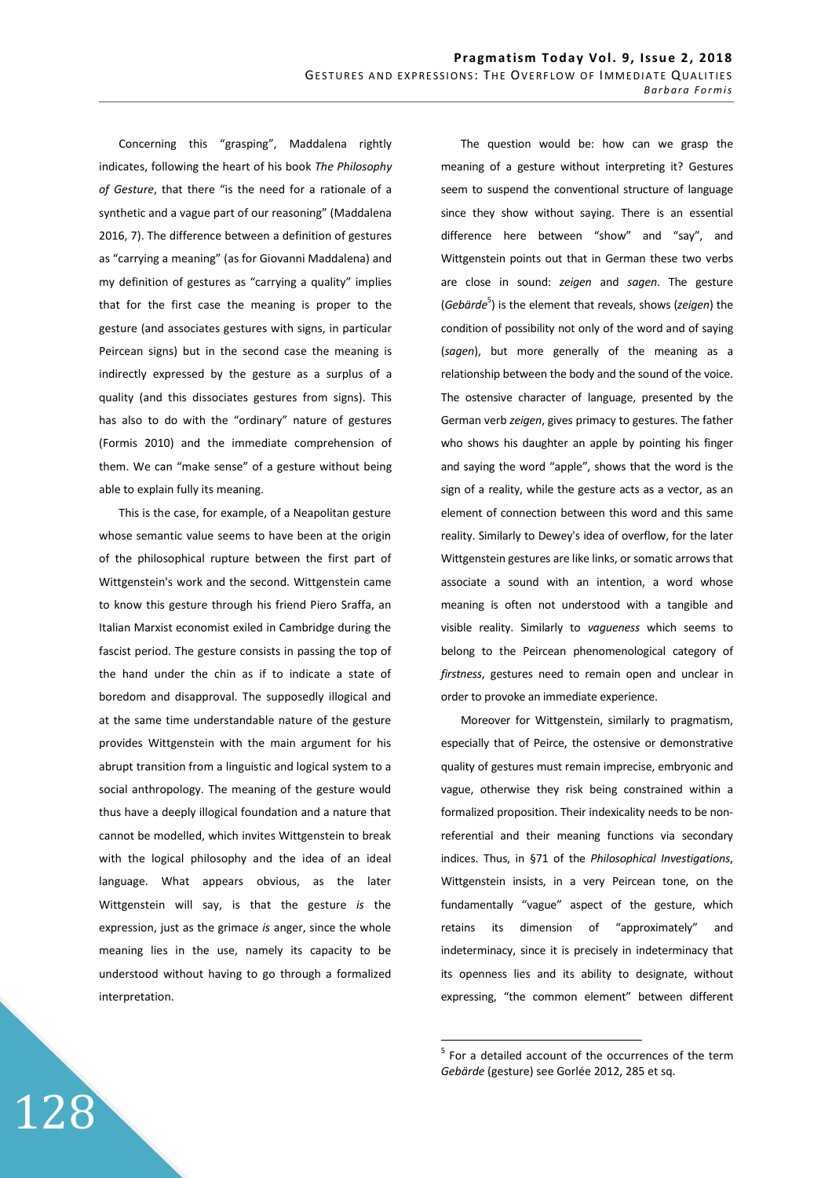Concerning this "grasping", Maddalena rightly indicates, following the heart of his book *The Philosophy of Gesture*, that there "is the need for a rationale of a synthetic and a vague part of our reasoning" (Maddalena 2016, 7). The difference between a definition of gestures as "carrying a meaning" (as for Giovanni Maddalena) and my definition of gestures as "carrying a quality" implies that for the first case the meaning is proper to the gesture (and associates gestures with signs, in particular Peircean signs) but in the second case the meaning is indirectly expressed by the gesture as a surplus of a quality (and this dissociates gestures from signs). This has also to do with the "ordinary" nature of gestures (Formis 2010) and the immediate comprehension of them. We can "make sense" of a gesture without being able to explain fully its meaning.

This is the case, for example, of a Neapolitan gesture whose semantic value seems to have been at the origin of the philosophical rupture between the first part of Wittgenstein's work and the second. Wittgenstein came to know this gesture through his friend Piero Sraffa, an Italian Marxist economist exiled in Cambridge during the fascist period. The gesture consists in passing the top of the hand under the chin as if to indicate a state of boredom and disapproval. The supposedly illogical and at the same time understandable nature of the gesture provides Wittgenstein with the main argument for his abrupt transition from a linguistic and logical system to a social anthropology. The meaning of the gesture would thus have a deeply illogical foundation and a nature that cannot be modelled, which invites Wittgenstein to break with the logical philosophy and the idea of an ideal language. What appears obvious, as the later Wittgenstein will say, is that the gesture *is* the expression, just as the grimace *is* anger, since the whole meaning lies in the use, namely its capacity to be understood without having to go through a formalized interpretation.

The question would be: how can we grasp the meaning of a gesture without interpreting it? Gestures seem to suspend the conventional structure of language since they show without saying. There is an essential difference here between "show" and "say", and Wittgenstein points out that in German these two verbs are close in sound: ***zeigen*** and ***sagen***. The gesture (*Gebärde*[5]) is the element that reveals, shows (***zeigen***) the condition of possibility not only of the word and of saying (*sagen*), but more generally of the meaning as a relationship between the body and the sound of the voice. The ostensive character of language, presented by the German verb *zeigen*, gives primacy to gestures. The father who shows his daughter an apple by pointing his finger and saying the word "apple", shows that the word is the sign of a reality, while the gesture acts as a vector, as an element of connection between this word and this same reality. Similarly to Dewey's idea of overflow, for the later Wittgenstein gestures are like links, or somatic arrows that associate a sound with an intention, a word whose meaning is often not understood with a tangible and visible reality. Similarly to ***vagueness*** which seems to belong to the Peircean phenomenological category of ***firstness***, gestures need to remain open and unclear in order to provoke an immediate experience.

Moreover for Wittgenstein, similarly to pragmatism, especially that of Peirce, the ostensive or demonstrative quality of gestures must remain imprecise, embryonic and vague, otherwise they risk being constrained within a formalized proposition. Their indexicality needs to be non-referential and their meaning functions via secondary indices. Thus, in §71 of the *Philosophical Investigations*, Wittgenstein insists, in a very Peircean tone, on the fundamentally "vague" aspect of the gesture, which retains its dimension of "approximately" and indeterminacy, since it is precisely in indeterminacy that its openness lies and its ability to designate, without expressing, "the common element" between different

[5] For a detailed account of the occurrences of the term *Gebärde* (gesture) see Gorlée 2012, 285 et sq.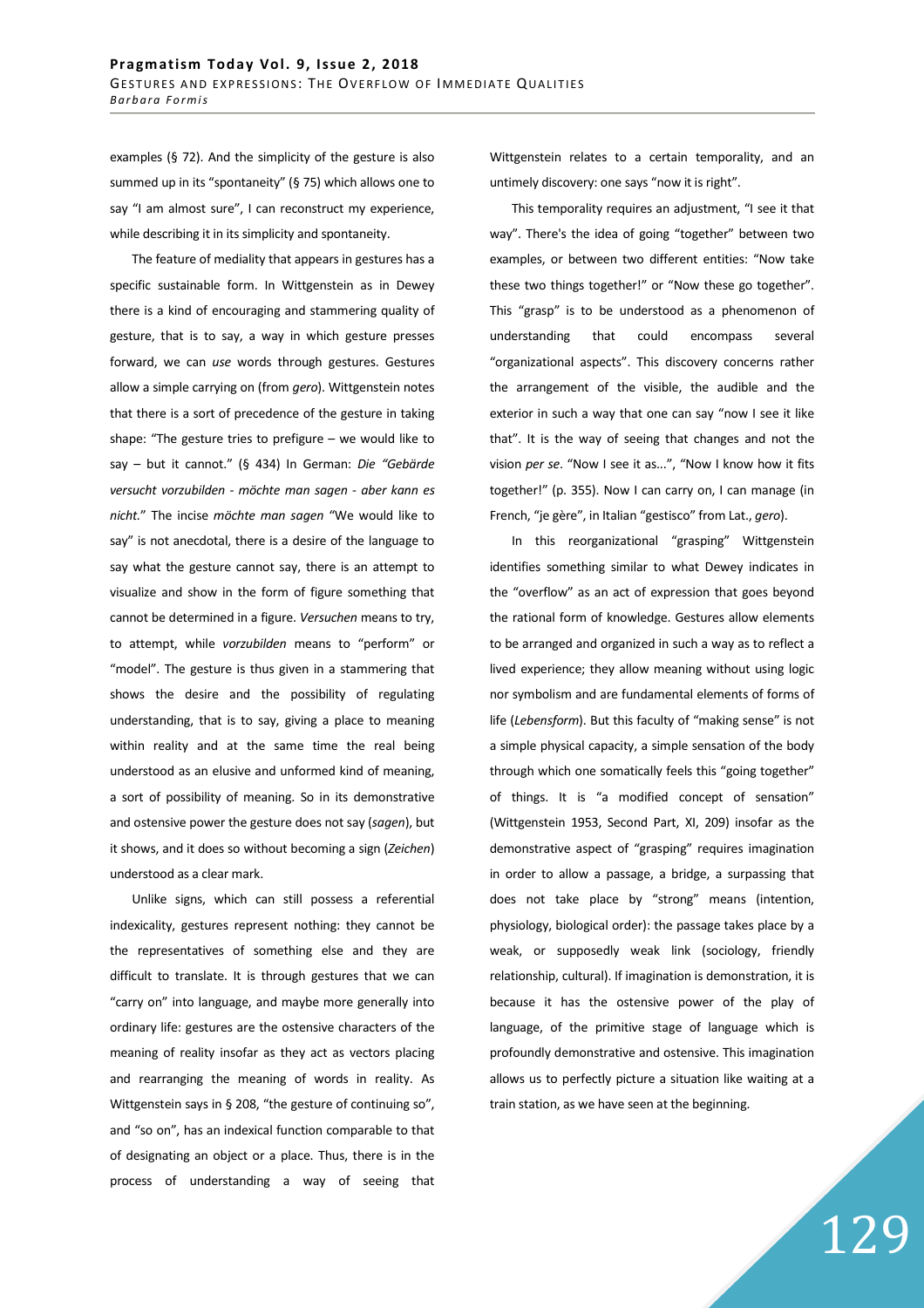examples (§ 72). And the simplicity of the gesture is also summed up in its "spontaneity" (§ 75) which allows one to say "I am almost sure", I can reconstruct my experience, while describing it in its simplicity and spontaneity.

The feature of mediality that appears in gestures has a specific sustainable form. In Wittgenstein as in Dewey there is a kind of encouraging and stammering quality of gesture, that is to say, a way in which gesture presses forward, we can *use* words through gestures. Gestures allow a simple carrying on (from *gero*). Wittgenstein notes that there is a sort of precedence of the gesture in taking shape: "The gesture tries to prefigure – we would like to say – but it cannot." (§ 434) In German: *Die "Gebärde versucht vorzubilden - möchte man sagen - aber kann es nicht.*" The incise *möchte man sagen* "We would like to say" is not anecdotal, there is a desire of the language to say what the gesture cannot say, there is an attempt to visualize and show in the form of figure something that cannot be determined in a figure. *Versuchen* means to try, to attempt, while *vorzubilden* means to "perform" or "model". The gesture is thus given in a stammering that shows the desire and the possibility of regulating understanding, that is to say, giving a place to meaning within reality and at the same time the real being understood as an elusive and unformed kind of meaning, a sort of possibility of meaning. So in its demonstrative and ostensive power the gesture does not say (*sagen*), but it shows, and it does so without becoming a sign (*Zeichen*) understood as a clear mark.

Unlike signs, which can still possess a referential indexicality, gestures represent nothing: they cannot be the representatives of something else and they are difficult to translate. It is through gestures that we can "carry on" into language, and maybe more generally into ordinary life: gestures are the ostensive characters of the meaning of reality insofar as they act as vectors placing and rearranging the meaning of words in reality. As Wittgenstein says in § 208, "the gesture of continuing so", and "so on", has an indexical function comparable to that of designating an object or a place. Thus, there is in the process of understanding a way of seeing that Wittgenstein relates to a certain temporality, and an untimely discovery: one says "now it is right".

This temporality requires an adjustment, "I see it that way". There's the idea of going "together" between two examples, or between two different entities: "Now take these two things together!" or "Now these go together". This "grasp" is to be understood as a phenomenon of understanding that could encompass several "organizational aspects". This discovery concerns rather the arrangement of the visible, the audible and the exterior in such a way that one can say "now I see it like that". It is the way of seeing that changes and not the vision *per se*. "Now I see it as...", "Now I know how it fits together!" (p. 355). Now I can carry on, I can manage (in French, "je gère", in Italian "gestisco" from Lat., *gero*).

In this reorganizational "grasping" Wittgenstein identifies something similar to what Dewey indicates in the "overflow" as an act of expression that goes beyond the rational form of knowledge. Gestures allow elements to be arranged and organized in such a way as to reflect a lived experience; they allow meaning without using logic nor symbolism and are fundamental elements of forms of life (*Lebensform*). But this faculty of "making sense" is not a simple physical capacity, a simple sensation of the body through which one somatically feels this "going together" of things. It is "a modified concept of sensation" (Wittgenstein 1953, Second Part, XI, 209) insofar as the demonstrative aspect of "grasping" requires imagination in order to allow a passage, a bridge, a surpassing that does not take place by "strong" means (intention, physiology, biological order): the passage takes place by a weak, or supposedly weak link (sociology, friendly relationship, cultural). If imagination is demonstration, it is because it has the ostensive power of the play of language, of the primitive stage of language which is profoundly demonstrative and ostensive. This imagination allows us to perfectly picture a situation like waiting at a train station, as we have seen at the beginning.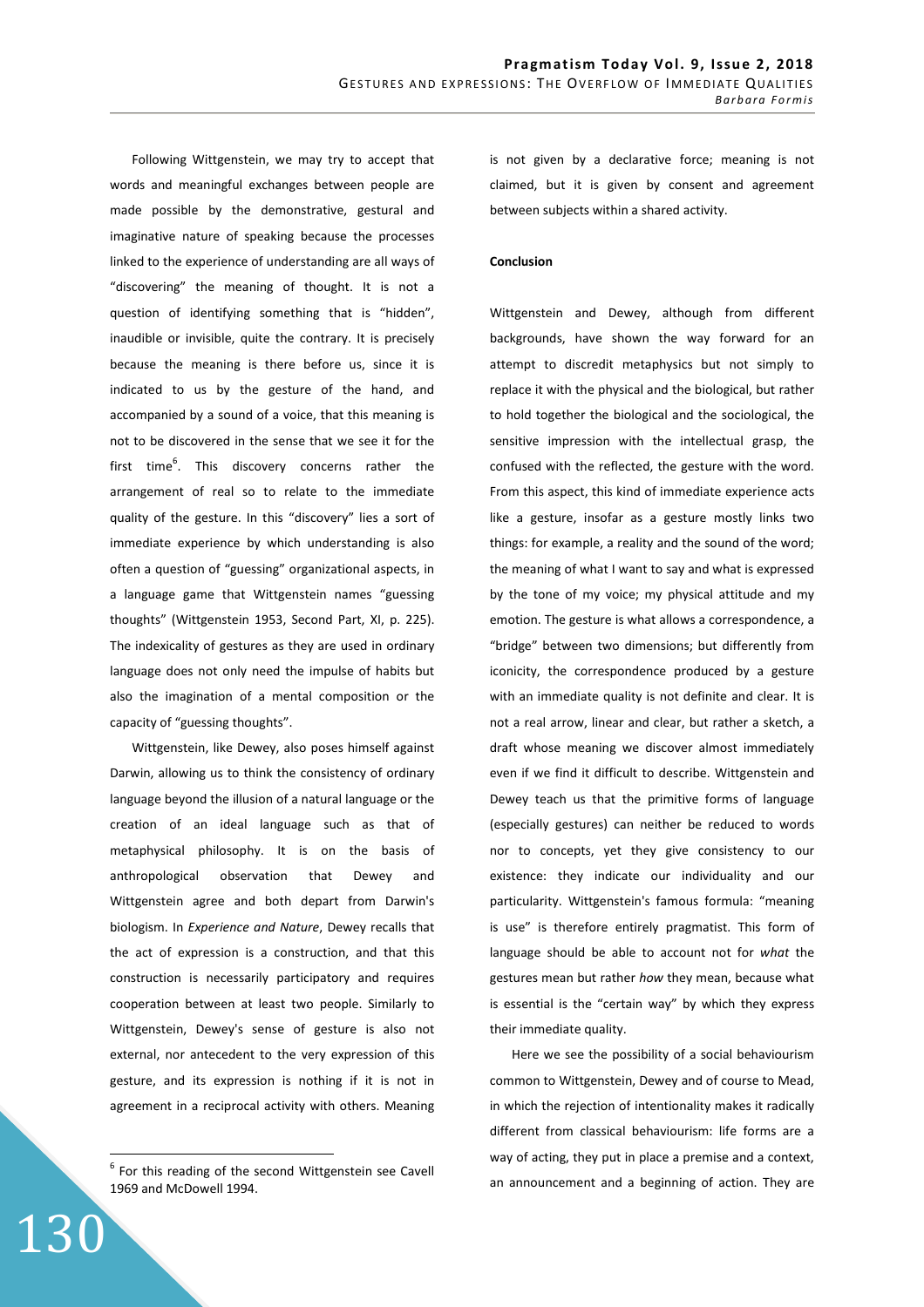Following Wittgenstein, we may try to accept that words and meaningful exchanges between people are made possible by the demonstrative, gestural and imaginative nature of speaking because the processes linked to the experience of understanding are all ways of "discovering" the meaning of thought. It is not a question of identifying something that is "hidden", inaudible or invisible, quite the contrary. It is precisely because the meaning is there before us, since it is indicated to us by the gesture of the hand, and accompanied by a sound of a voice, that this meaning is not to be discovered in the sense that we see it for the first time[6]. This discovery concerns rather the arrangement of real so to relate to the immediate quality of the gesture. In this "discovery" lies a sort of immediate experience by which understanding is also often a question of "guessing" organizational aspects, in a language game that Wittgenstein names "guessing thoughts" (Wittgenstein 1953, Second Part, XI, p. 225). The indexicality of gestures as they are used in ordinary language does not only need the impulse of habits but also the imagination of a mental composition or the capacity of "guessing thoughts".

Wittgenstein, like Dewey, also poses himself against Darwin, allowing us to think the consistency of ordinary language beyond the illusion of a natural language or the creation of an ideal language such as that of metaphysical philosophy. It is on the basis of anthropological observation that Dewey and Wittgenstein agree and both depart from Darwin's biologism. In *Experience and Nature*, Dewey recalls that the act of expression is a construction, and that this construction is necessarily participatory and requires cooperation between at least two people. Similarly to Wittgenstein, Dewey's sense of gesture is also not external, nor antecedent to the very expression of this gesture, and its expression is nothing if it is not in agreement in a reciprocal activity with others. Meaning is not given by a declarative force; meaning is not claimed, but it is given by consent and agreement between subjects within a shared activity.

**Conclusion**

Wittgenstein and Dewey, although from different backgrounds, have shown the way forward for an attempt to discredit metaphysics but not simply to replace it with the physical and the biological, but rather to hold together the biological and the sociological, the sensitive impression with the intellectual grasp, the confused with the reflected, the gesture with the word. From this aspect, this kind of immediate experience acts like a gesture, insofar as a gesture mostly links two things: for example, a reality and the sound of the word; the meaning of what I want to say and what is expressed by the tone of my voice; my physical attitude and my emotion. The gesture is what allows a correspondence, a "bridge" between two dimensions; but differently from iconicity, the correspondence produced by a gesture with an immediate quality is not definite and clear. It is not a real arrow, linear and clear, but rather a sketch, a draft whose meaning we discover almost immediately even if we find it difficult to describe. Wittgenstein and Dewey teach us that the primitive forms of language (especially gestures) can neither be reduced to words nor to concepts, yet they give consistency to our existence: they indicate our individuality and our particularity. Wittgenstein's famous formula: "meaning is use" is therefore entirely pragmatist. This form of language should be able to account not for *what* the gestures mean but rather *how* they mean, because what is essential is the "certain way" by which they express their immediate quality.

Here we see the possibility of a social behaviourism common to Wittgenstein, Dewey and of course to Mead, in which the rejection of intentionality makes it radically different from classical behaviourism: life forms are a way of acting, they put in place a premise and a context, an announcement and a beginning of action. They are

[6] For this reading of the second Wittgenstein see Cavell 1969 and McDowell 1994.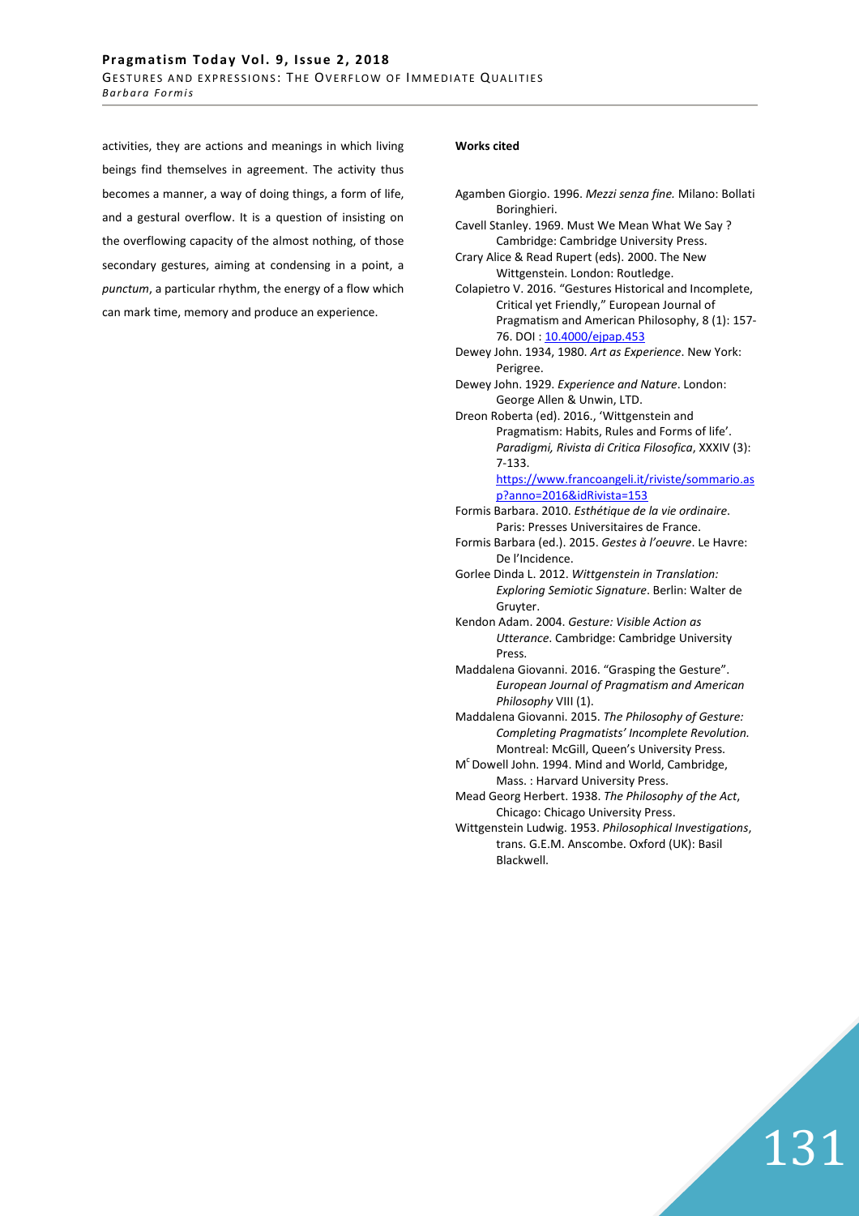activities, they are actions and meanings in which living beings find themselves in agreement. The activity thus becomes a manner, a way of doing things, a form of life, and a gestural overflow. It is a question of insisting on the overflowing capacity of the almost nothing, of those secondary gestures, aiming at condensing in a point, a *punctum*, a particular rhythm, the energy of a flow which can mark time, memory and produce an experience.

**Works cited**

Agamben Giorgio. 1996. *Mezzi senza fine.* Milano: Bollati Boringhieri.

Cavell Stanley. 1969. Must We Mean What We Say ? Cambridge: Cambridge University Press.

Crary Alice & Read Rupert (eds). 2000. The New Wittgenstein. London: Routledge.

Colapietro V. 2016. "Gestures Historical and Incomplete, Critical yet Friendly," European Journal of Pragmatism and American Philosophy, 8 (1): 157-76. DOI : 10.4000/ejpap.453

Dewey John. 1934, 1980. *Art as Experience*. New York: Perigree.

Dewey John. 1929. *Experience and Nature*. London: George Allen & Unwin, LTD.

Dreon Roberta (ed). 2016., 'Wittgenstein and Pragmatism: Habits, Rules and Forms of life'. *Paradigmi, Rivista di Critica Filosofica*, XXXIV (3): 7-133. https://www.francoangeli.it/riviste/sommario.asp?anno=2016&idRivista=153

Formis Barbara. 2010. *Esthétique de la vie ordinaire*. Paris: Presses Universitaires de France.

Formis Barbara (ed.). 2015. *Gestes à l'oeuvre*. Le Havre: De l'Incidence.

Gorlee Dinda L. 2012. *Wittgenstein in Translation: Exploring Semiotic Signature*. Berlin: Walter de Gruyter.

Kendon Adam. 2004. *Gesture: Visible Action as Utterance*. Cambridge: Cambridge University Press.

Maddalena Giovanni. 2016. "Grasping the Gesture". *European Journal of Pragmatism and American Philosophy* VIII (1).

Maddalena Giovanni. 2015. *The Philosophy of Gesture: Completing Pragmatists' Incomplete Revolution.* Montreal: McGill, Queen's University Press.

McDowell John. 1994. Mind and World, Cambridge, Mass. : Harvard University Press.

Mead Georg Herbert. 1938. *The Philosophy of the Act*, Chicago: Chicago University Press.

Wittgenstein Ludwig. 1953. *Philosophical Investigations*, trans. G.E.M. Anscombe. Oxford (UK): Basil Blackwell.